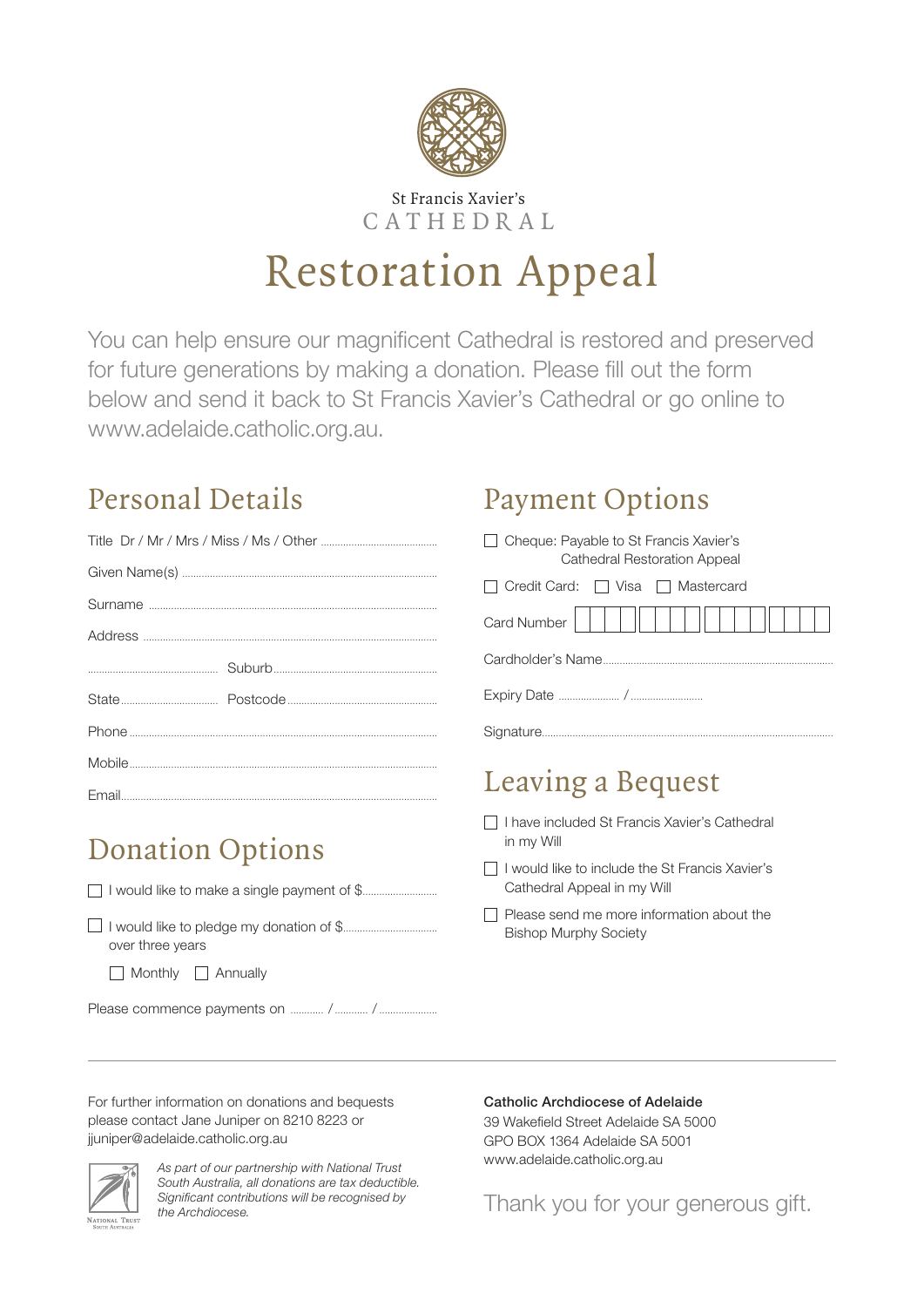St Francis Xavier's
CATHEDRAL

# Restoration Appeal

You can help ensure our magnificent Cathedral is restored and preserved for future generations by making a donation. Please fill out the form below and send it back to St Francis Xavier's Cathedral or go online to www.adelaide.catholic.org.au.

## Personal Details

Title Dr / Mr / Mrs / Miss / Ms / Other ..........................................

Given Name(s) ..........................................

Surname ..........................................

Address ..........................................

.......................... Suburb ..........................................

State .......................... Postcode ..........................................

Phone ..........................................

Mobile ..........................................

Email ..........................................

## Donation Options

☐ I would like to make a single payment of $..........................

☐ I would like to pledge my donation of $.......................... over three years

☐ Monthly ☐ Annually

Please commence payments on ........... / ........... / ...........

## Payment Options

☐ Cheque: Payable to St Francis Xavier's Cathedral Restoration Appeal

☐ Credit Card: ☐ Visa ☐ Mastercard

Card Number ☐☐☐☐ ☐☐☐☐ ☐☐☐☐ ☐☐☐☐

Cardholder's Name ..........................................

Expiry Date .................. / ..................

Signature ..........................................

## Leaving a Bequest

☐ I have included St Francis Xavier's Cathedral in my Will

☐ I would like to include the St Francis Xavier's Cathedral Appeal in my Will

☐ Please send me more information about the Bishop Murphy Society

---

For further information on donations and bequests please contact Jane Juniper on 8210 8223 or jjuniper@adelaide.catholic.org.au

National Trust South Australia

*As part of our partnership with National Trust South Australia, all donations are tax deductible. Significant contributions will be recognised by the Archdiocese.*

**Catholic Archdiocese of Adelaide**
39 Wakefield Street Adelaide SA 5000
GPO BOX 1364 Adelaide SA 5001
www.adelaide.catholic.org.au

Thank you for your generous gift.